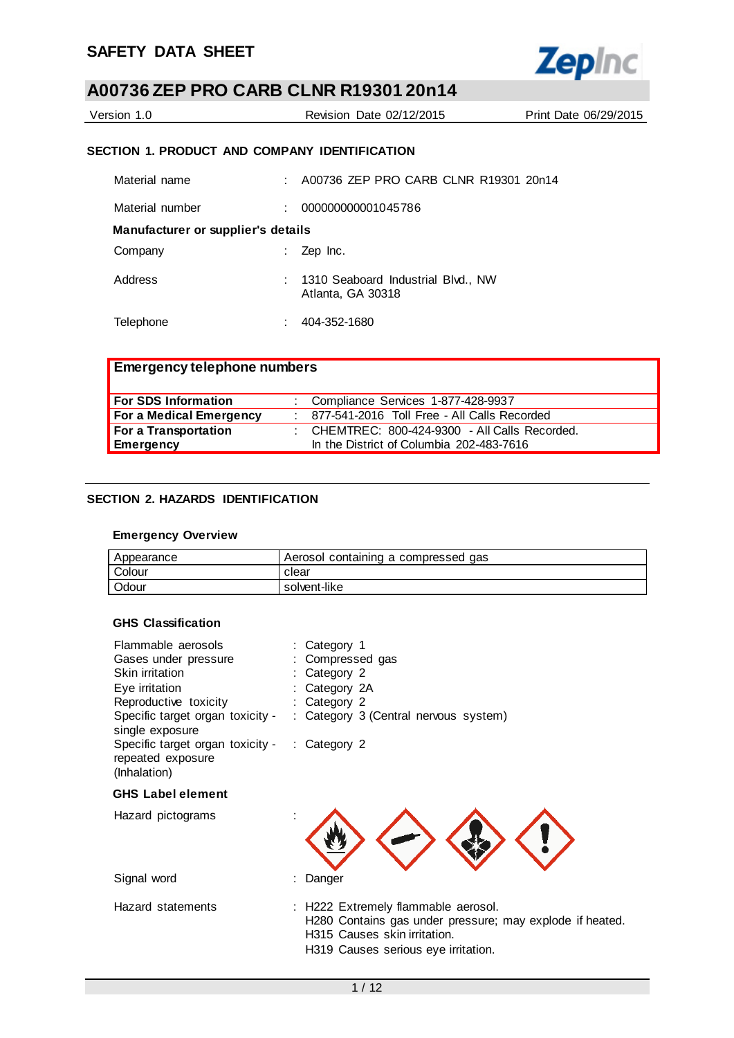# SAFETY DATA SHEET

# A00736 ZEP PRO CARB CLNR R19301 20n14

Version 1.0 | Revision Date 02/12/2015 | Print Date 06/29/2015

## SECTION 1. PRODUCT AND COMPANY IDENTIFICATION

Material name : A00736 ZEP PRO CARB CLNR R19301 20n14

Material number : 000000000001045786

**Manufacturer or supplier's details**

Company : Zep Inc.

Address : 1310 Seaboard Industrial Blvd., NW
Atlanta, GA 30318

Telephone : 404-352-1680

| Emergency telephone numbers | |
|---|---|
| **For SDS Information** | Compliance Services 1-877-428-9937 |
| **For a Medical Emergency** | 877-541-2016 Toll Free - All Calls Recorded |
| **For a Transportation Emergency** | CHEMTREC: 800-424-9300 - All Calls Recorded. In the District of Columbia 202-483-7616 |

## SECTION 2. HAZARDS IDENTIFICATION

**Emergency Overview**

| Appearance | Aerosol containing a compressed gas |
|---|---|
| Colour | clear |
| Odour | solvent-like |

**GHS Classification**

Flammable aerosols : Category 1
Gases under pressure : Compressed gas
Skin irritation : Category 2
Eye irritation : Category 2A
Reproductive toxicity : Category 2
Specific target organ toxicity - single exposure : Category 3 (Central nervous system)
Specific target organ toxicity - repeated exposure (Inhalation) : Category 2

**GHS Label element**

Hazard pictograms :

Signal word : Danger

Hazard statements : H222 Extremely flammable aerosol.
H280 Contains gas under pressure; may explode if heated.
H315 Causes skin irritation.
H319 Causes serious eye irritation.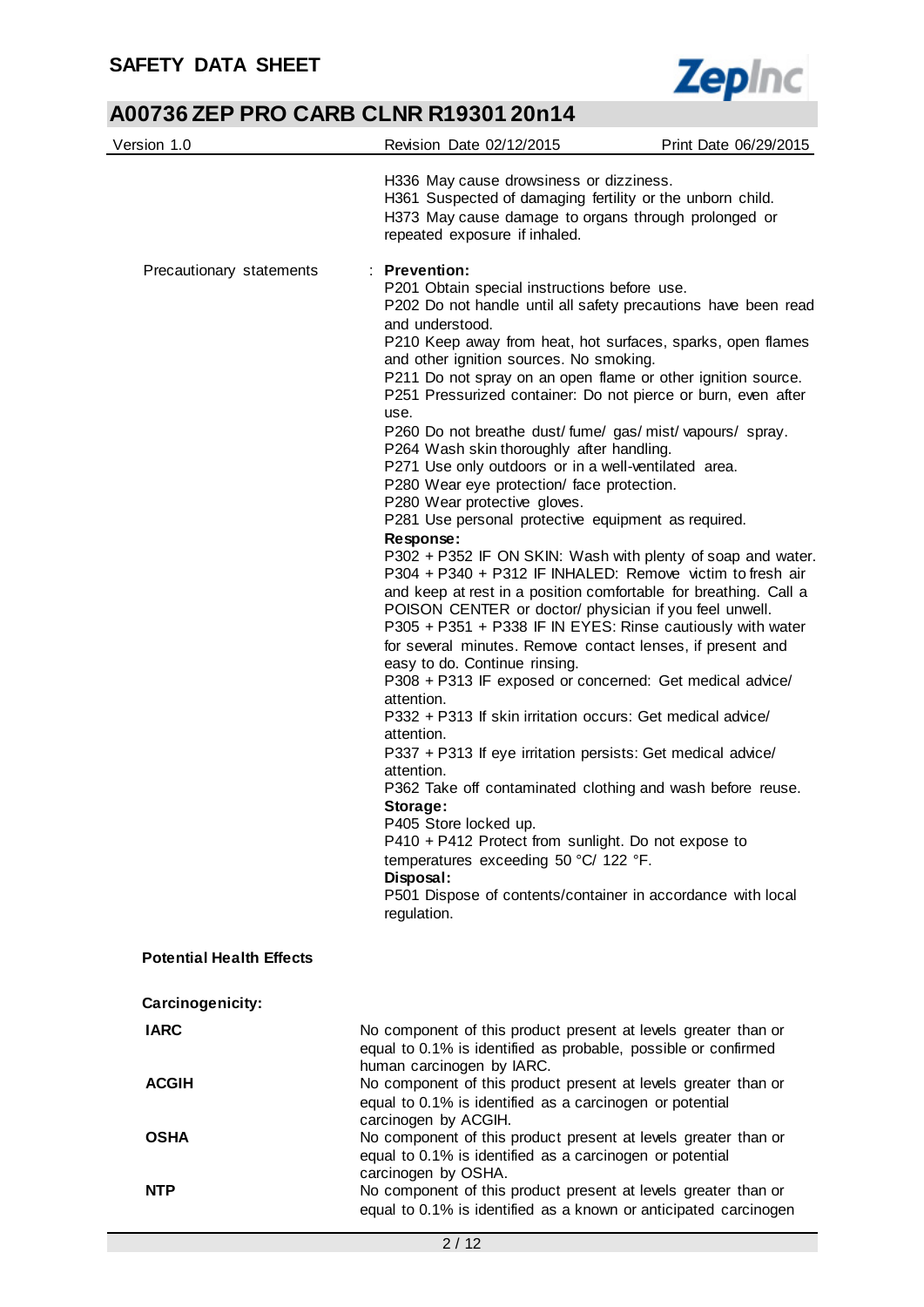H336 May cause drowsiness or dizziness.
H361 Suspected of damaging fertility or the unborn child.
H373 May cause damage to organs through prolonged or repeated exposure if inhaled.

Precautionary statements : **Prevention:**

P201 Obtain special instructions before use.
P202 Do not handle until all safety precautions have been read and understood.
P210 Keep away from heat, hot surfaces, sparks, open flames and other ignition sources. No smoking.
P211 Do not spray on an open flame or other ignition source.
P251 Pressurized container: Do not pierce or burn, even after use.
P260 Do not breathe dust/ fume/ gas/ mist/ vapours/ spray.
P264 Wash skin thoroughly after handling.
P271 Use only outdoors or in a well-ventilated area.
P280 Wear eye protection/ face protection.
P280 Wear protective gloves.
P281 Use personal protective equipment as required.

**Response:**

P302 + P352 IF ON SKIN: Wash with plenty of soap and water.
P304 + P340 + P312 IF INHALED: Remove victim to fresh air and keep at rest in a position comfortable for breathing. Call a POISON CENTER or doctor/ physician if you feel unwell.
P305 + P351 + P338 IF IN EYES: Rinse cautiously with water for several minutes. Remove contact lenses, if present and easy to do. Continue rinsing.
P308 + P313 IF exposed or concerned: Get medical advice/ attention.
P332 + P313 If skin irritation occurs: Get medical advice/ attention.
P337 + P313 If eye irritation persists: Get medical advice/ attention.
P362 Take off contaminated clothing and wash before reuse.

**Storage:**

P405 Store locked up.
P410 + P412 Protect from sunlight. Do not expose to temperatures exceeding 50 °C/ 122 °F.

**Disposal:**

P501 Dispose of contents/container in accordance with local regulation.

**Potential Health Effects**

**Carcinogenicity:**

**IARC** No component of this product present at levels greater than or equal to 0.1% is identified as probable, possible or confirmed human carcinogen by IARC.

**ACGIH** No component of this product present at levels greater than or equal to 0.1% is identified as a carcinogen or potential carcinogen by ACGIH.

**OSHA** No component of this product present at levels greater than or equal to 0.1% is identified as a carcinogen or potential carcinogen by OSHA.

**NTP** No component of this product present at levels greater than or equal to 0.1% is identified as a known or anticipated carcinogen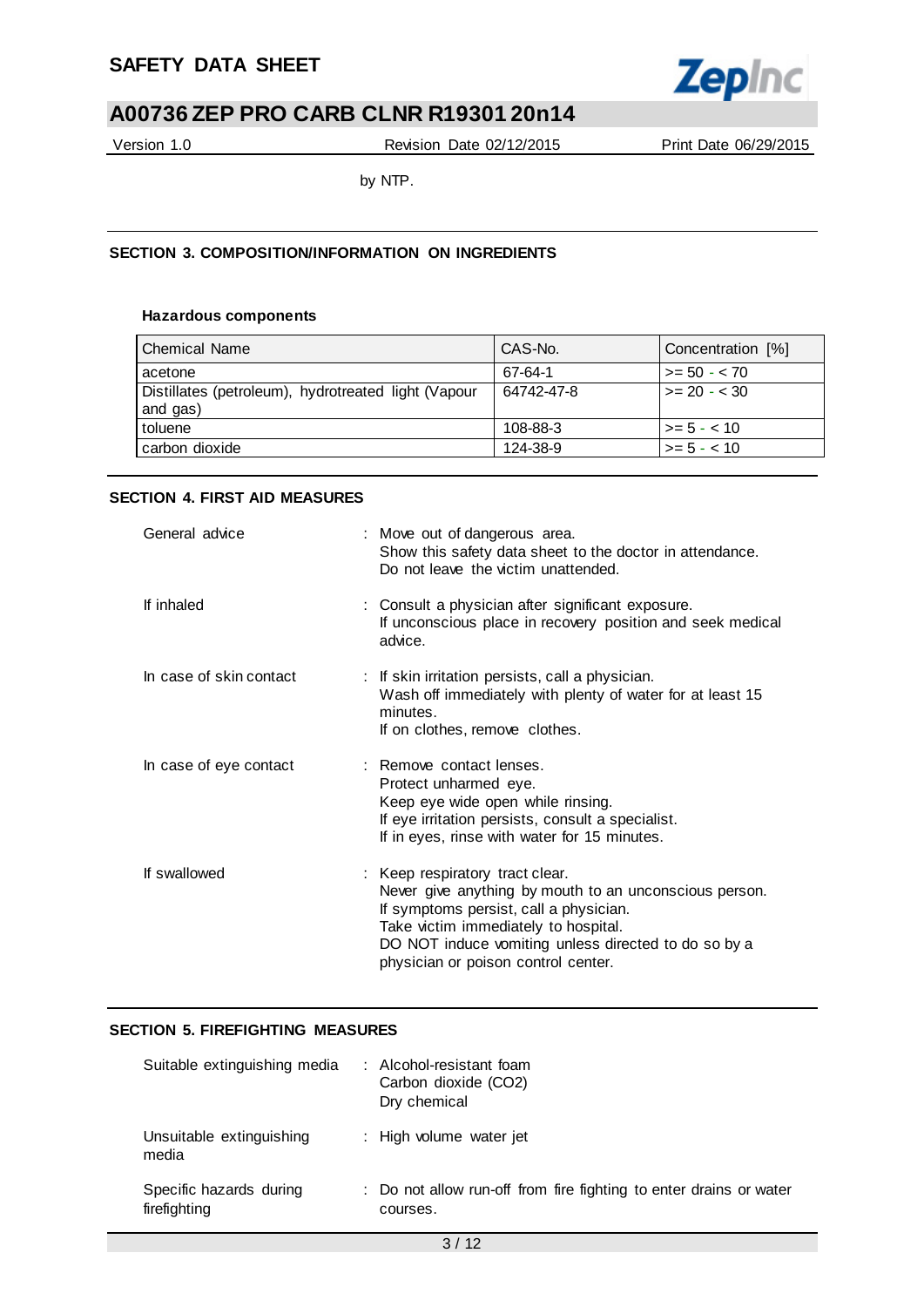by NTP.

## SECTION 3. COMPOSITION/INFORMATION ON INGREDIENTS

### Hazardous components

| Chemical Name | CAS-No. | Concentration [%] |
|---|---|---|
| acetone | 67-64-1 | >= 50 - < 70 |
| Distillates (petroleum), hydrotreated light (Vapour and gas) | 64742-47-8 | >= 20 - < 30 |
| toluene | 108-88-3 | >= 5 - < 10 |
| carbon dioxide | 124-38-9 | >= 5 - < 10 |

## SECTION 4. FIRST AID MEASURES

General advice : Move out of dangerous area.
Show this safety data sheet to the doctor in attendance.
Do not leave the victim unattended.

If inhaled : Consult a physician after significant exposure.
If unconscious place in recovery position and seek medical advice.

In case of skin contact : If skin irritation persists, call a physician.
Wash off immediately with plenty of water for at least 15 minutes.
If on clothes, remove clothes.

In case of eye contact : Remove contact lenses.
Protect unharmed eye.
Keep eye wide open while rinsing.
If eye irritation persists, consult a specialist.
If in eyes, rinse with water for 15 minutes.

If swallowed : Keep respiratory tract clear.
Never give anything by mouth to an unconscious person.
If symptoms persist, call a physician.
Take victim immediately to hospital.
DO NOT induce vomiting unless directed to do so by a physician or poison control center.

## SECTION 5. FIREFIGHTING MEASURES

Suitable extinguishing media : Alcohol-resistant foam
Carbon dioxide ($CO_2$)
Dry chemical

Unsuitable extinguishing media : High volume water jet

Specific hazards during firefighting : Do not allow run-off from fire fighting to enter drains or water courses.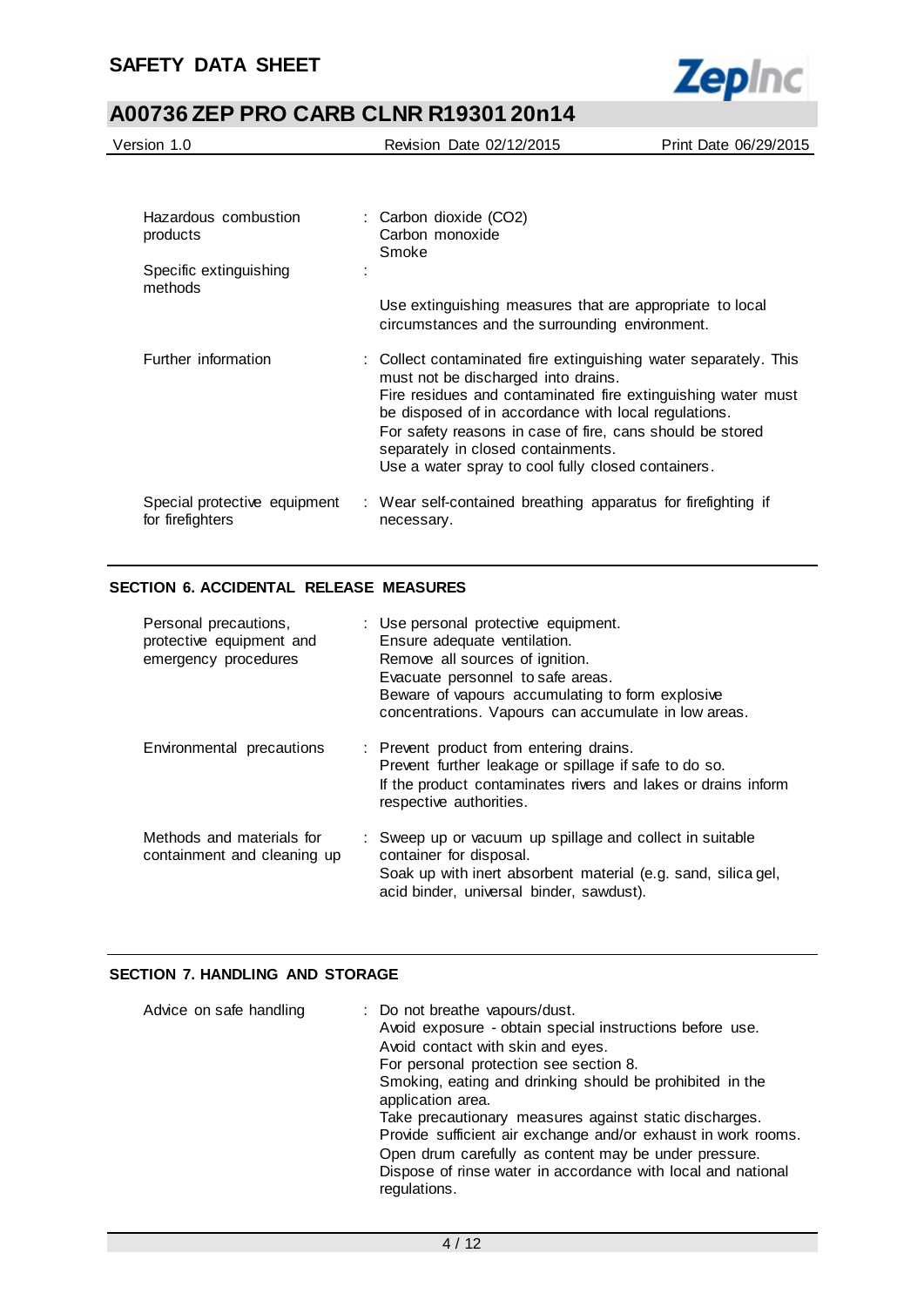| | |
|---|---|
| Hazardous combustion products | : Carbon dioxide ($CO_2$)<br>Carbon monoxide<br>Smoke |
| Specific extinguishing methods | : <br>Use extinguishing measures that are appropriate to local circumstances and the surrounding environment. |
| Further information | : Collect contaminated fire extinguishing water separately. This must not be discharged into drains.<br>Fire residues and contaminated fire extinguishing water must be disposed of in accordance with local regulations.<br>For safety reasons in case of fire, cans should be stored separately in closed containments.<br>Use a water spray to cool fully closed containers. |
| Special protective equipment for firefighters | : Wear self-contained breathing apparatus for firefighting if necessary. |

## SECTION 6. ACCIDENTAL RELEASE MEASURES

| | |
|---|---|
| Personal precautions, protective equipment and emergency procedures | : Use personal protective equipment.<br>Ensure adequate ventilation.<br>Remove all sources of ignition.<br>Evacuate personnel to safe areas.<br>Beware of vapours accumulating to form explosive concentrations. Vapours can accumulate in low areas. |
| Environmental precautions | : Prevent product from entering drains.<br>Prevent further leakage or spillage if safe to do so.<br>If the product contaminates rivers and lakes or drains inform respective authorities. |
| Methods and materials for containment and cleaning up | : Sweep up or vacuum up spillage and collect in suitable container for disposal.<br>Soak up with inert absorbent material (e.g. sand, silica gel, acid binder, universal binder, sawdust). |

## SECTION 7. HANDLING AND STORAGE

| | |
|---|---|
| Advice on safe handling | : Do not breathe vapours/dust.<br>Avoid exposure - obtain special instructions before use.<br>Avoid contact with skin and eyes.<br>For personal protection see section 8.<br>Smoking, eating and drinking should be prohibited in the application area.<br>Take precautionary measures against static discharges.<br>Provide sufficient air exchange and/or exhaust in work rooms.<br>Open drum carefully as content may be under pressure.<br>Dispose of rinse water in accordance with local and national regulations. |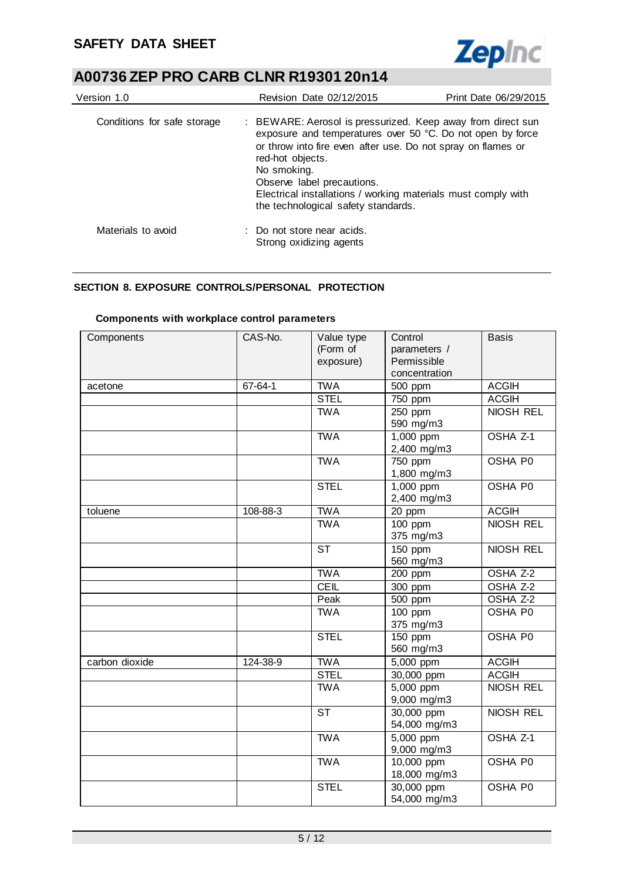| | | |
|---|---|---|
| Conditions for safe storage | : | BEWARE: Aerosol is pressurized. Keep away from direct sun exposure and temperatures over 50 °C. Do not open by force or throw into fire even after use. Do not spray on flames or red-hot objects.<br>No smoking.<br>Observe label precautions.<br>Electrical installations / working materials must comply with the technological safety standards. |
| Materials to avoid | : | Do not store near acids.<br>Strong oxidizing agents |

## SECTION 8. EXPOSURE CONTROLS/PERSONAL PROTECTION

### Components with workplace control parameters

| Components | CAS-No. | Value type (Form of exposure) | Control parameters / Permissible concentration | Basis |
|---|---|---|---|---|
| acetone | 67-64-1 | TWA | 500 ppm | ACGIH |
| | | STEL | 750 ppm | ACGIH |
| | | TWA | 250 ppm<br>590 mg/m3 | NIOSH REL |
| | | TWA | 1,000 ppm<br>2,400 mg/m3 | OSHA Z-1 |
| | | TWA | 750 ppm<br>1,800 mg/m3 | OSHA P0 |
| | | STEL | 1,000 ppm<br>2,400 mg/m3 | OSHA P0 |
| toluene | 108-88-3 | TWA | 20 ppm | ACGIH |
| | | TWA | 100 ppm<br>375 mg/m3 | NIOSH REL |
| | | ST | 150 ppm<br>560 mg/m3 | NIOSH REL |
| | | TWA | 200 ppm | OSHA Z-2 |
| | | CEIL | 300 ppm | OSHA Z-2 |
| | | Peak | 500 ppm | OSHA Z-2 |
| | | TWA | 100 ppm<br>375 mg/m3 | OSHA P0 |
| | | STEL | 150 ppm<br>560 mg/m3 | OSHA P0 |
| carbon dioxide | 124-38-9 | TWA | 5,000 ppm | ACGIH |
| | | STEL | 30,000 ppm | ACGIH |
| | | TWA | 5,000 ppm<br>9,000 mg/m3 | NIOSH REL |
| | | ST | 30,000 ppm<br>54,000 mg/m3 | NIOSH REL |
| | | TWA | 5,000 ppm<br>9,000 mg/m3 | OSHA Z-1 |
| | | TWA | 10,000 ppm<br>18,000 mg/m3 | OSHA P0 |
| | | STEL | 30,000 ppm<br>54,000 mg/m3 | OSHA P0 |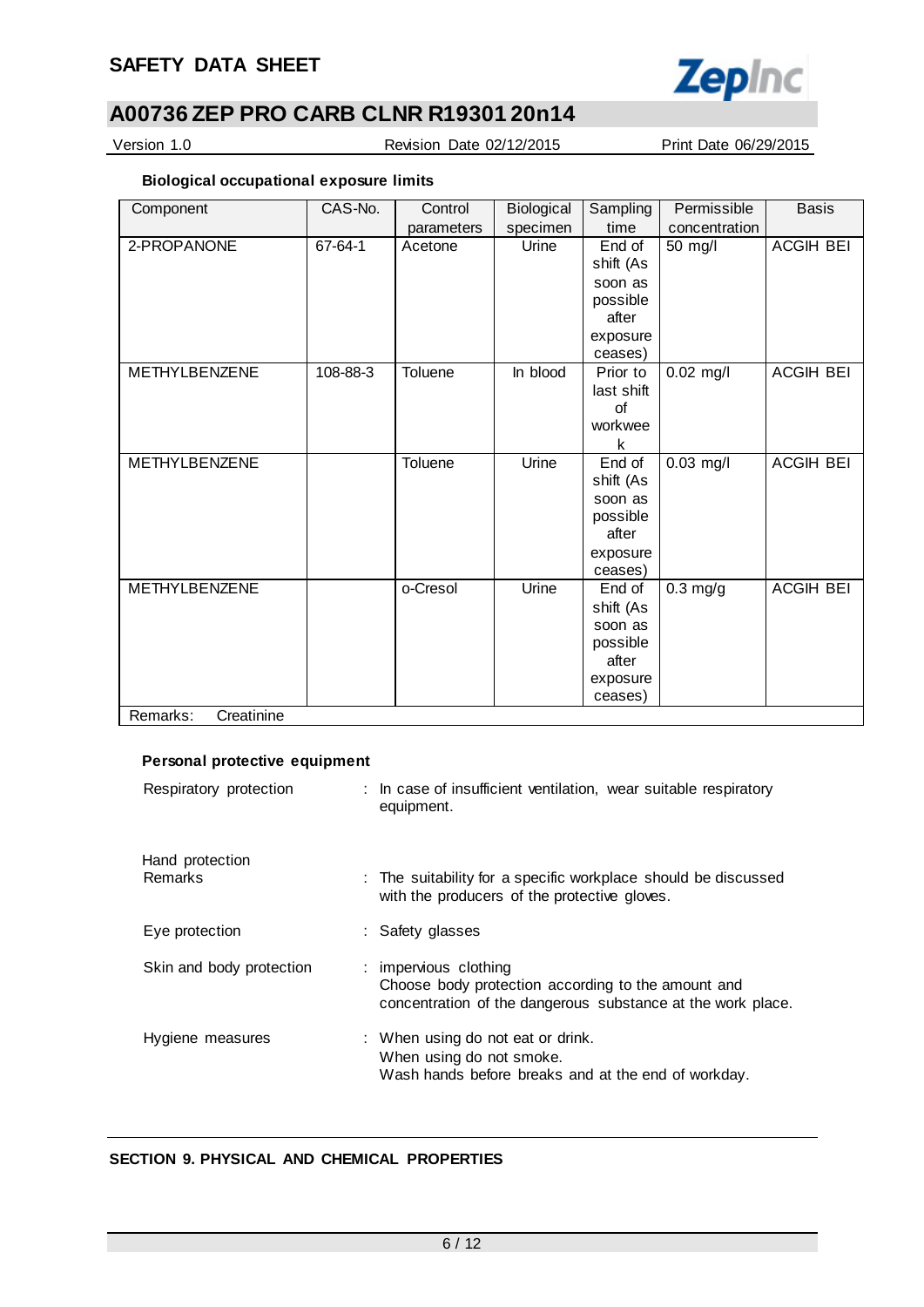**Biological occupational exposure limits**

| Component | CAS-No. | Control parameters | Biological specimen | Sampling time | Permissible concentration | Basis |
|---|---|---|---|---|---|---|
| 2-PROPANONE | 67-64-1 | Acetone | Urine | End of shift (As soon as possible after exposure ceases) | 50 mg/l | ACGIH BEI |
| METHYLBENZENE | 108-88-3 | Toluene | In blood | Prior to last shift of workweek | 0.02 mg/l | ACGIH BEI |
| METHYLBENZENE | | Toluene | Urine | End of shift (As soon as possible after exposure ceases) | 0.03 mg/l | ACGIH BEI |
| METHYLBENZENE | | o-Cresol | Urine | End of shift (As soon as possible after exposure ceases) | 0.3 mg/g | ACGIH BEI |
| Remarks: Creatinine | | | | | | |

**Personal protective equipment**

Respiratory protection : In case of insufficient ventilation, wear suitable respiratory equipment.

Hand protection
Remarks : The suitability for a specific workplace should be discussed with the producers of the protective gloves.

Eye protection : Safety glasses

Skin and body protection : impervious clothing
Choose body protection according to the amount and concentration of the dangerous substance at the work place.

Hygiene measures : When using do not eat or drink.
When using do not smoke.
Wash hands before breaks and at the end of workday.

## SECTION 9. PHYSICAL AND CHEMICAL PROPERTIES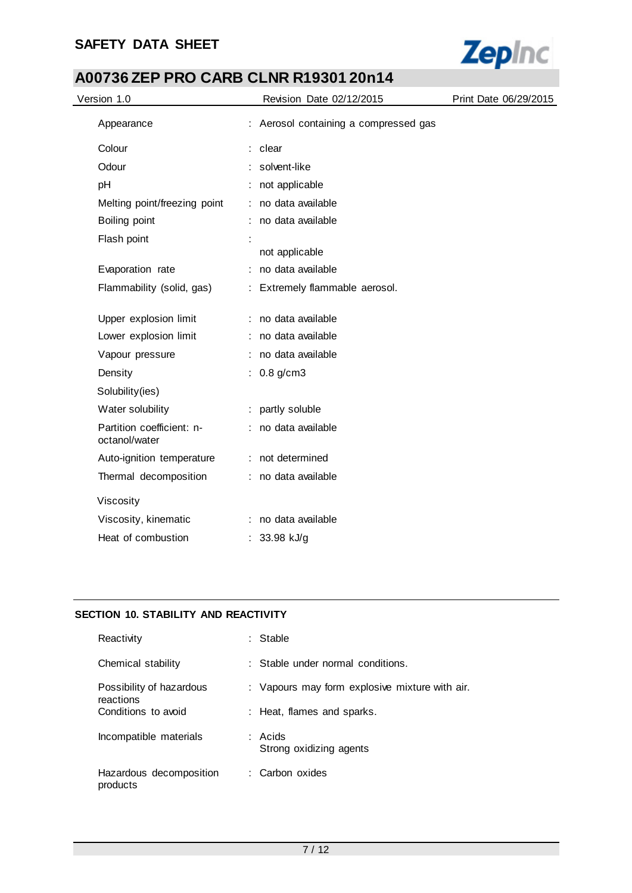| | |
|---|---|
| Appearance | : Aerosol containing a compressed gas |
| Colour | : clear |
| Odour | : solvent-like |
| pH | : not applicable |
| Melting point/freezing point | : no data available |
| Boiling point | : no data available |
| Flash point | : not applicable |
| Evaporation rate | : no data available |
| Flammability (solid, gas) | : Extremely flammable aerosol. |
| Upper explosion limit | : no data available |
| Lower explosion limit | : no data available |
| Vapour pressure | : no data available |
| Density | : 0.8 g/cm3 |
| Solubility(ies) | |
| Water solubility | : partly soluble |
| Partition coefficient: n-octanol/water | : no data available |
| Auto-ignition temperature | : not determined |
| Thermal decomposition | : no data available |
| Viscosity | |
| Viscosity, kinematic | : no data available |
| Heat of combustion | : 33.98 kJ/g |

## SECTION 10. STABILITY AND REACTIVITY

| | |
|---|---|
| Reactivity | : Stable |
| Chemical stability | : Stable under normal conditions. |
| Possibility of hazardous reactions | : Vapours may form explosive mixture with air. |
| Conditions to avoid | : Heat, flames and sparks. |
| Incompatible materials | : Acids<br>Strong oxidizing agents |
| Hazardous decomposition products | : Carbon oxides |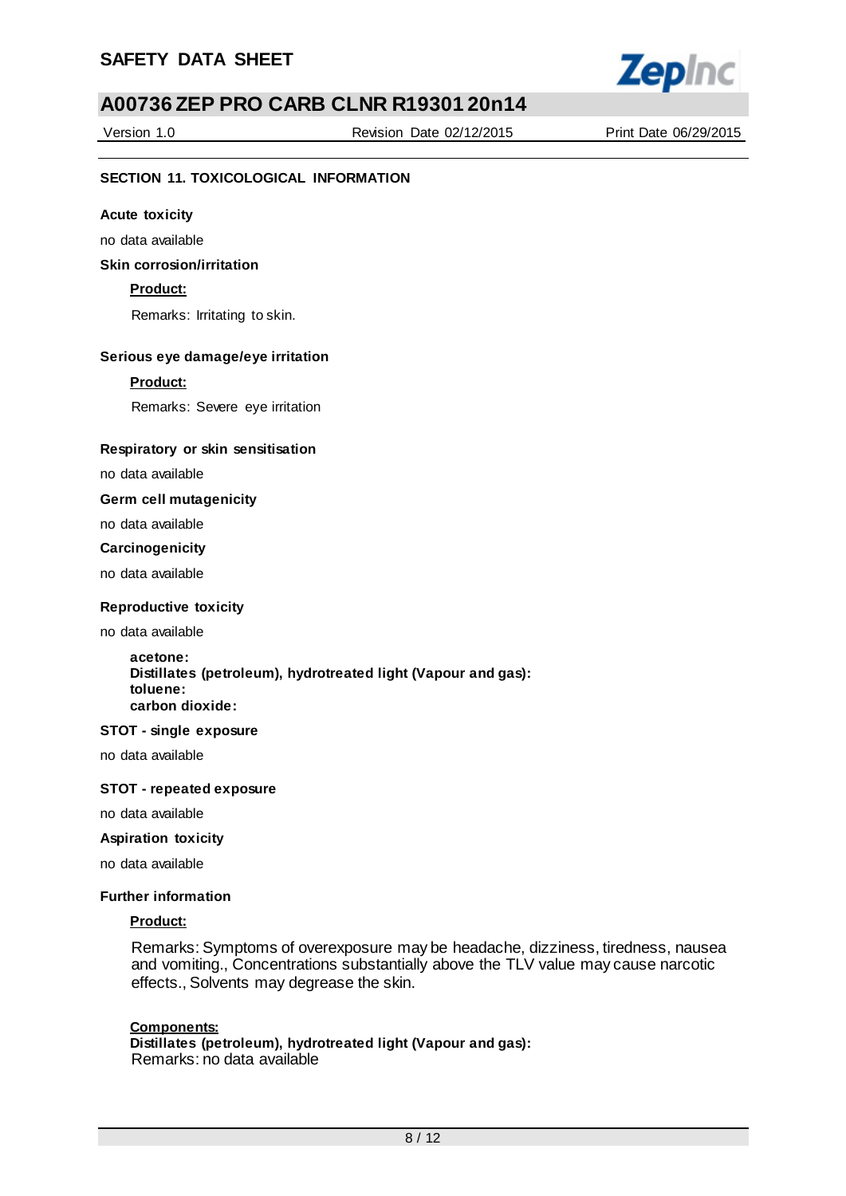## SECTION 11. TOXICOLOGICAL INFORMATION

**Acute toxicity**

no data available

**Skin corrosion/irritation**

**Product:**

Remarks: Irritating to skin.

**Serious eye damage/eye irritation**

**Product:**

Remarks: Severe eye irritation

**Respiratory or skin sensitisation**

no data available

**Germ cell mutagenicity**

no data available

**Carcinogenicity**

no data available

**Reproductive toxicity**

no data available

**acetone:**
**Distillates (petroleum), hydrotreated light (Vapour and gas):**
**toluene:**
**carbon dioxide:**

**STOT - single exposure**

no data available

**STOT - repeated exposure**

no data available

**Aspiration toxicity**

no data available

**Further information**

**Product:**

Remarks: Symptoms of overexposure may be headache, dizziness, tiredness, nausea and vomiting., Concentrations substantially above the TLV value may cause narcotic effects., Solvents may degrease the skin.

**Components:**
**Distillates (petroleum), hydrotreated light (Vapour and gas):**
Remarks: no data available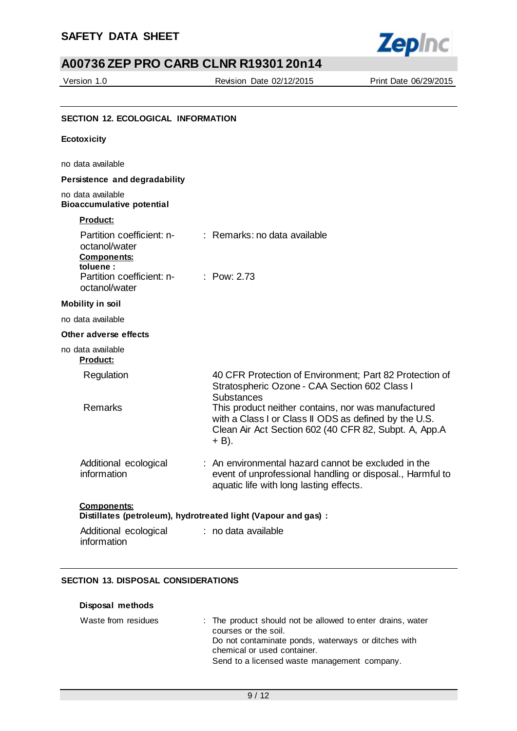## SECTION 12. ECOLOGICAL INFORMATION

**Ecotoxicity**

no data available

**Persistence and degradability**

no data available

**Bioaccumulative potential**

**Product:**

| | |
|---|---|
| Partition coefficient: n-octanol/water | : Remarks: no data available |

**Components:**

**toluene :**

| | |
|---|---|
| Partition coefficient: n-octanol/water | : Pow: 2.73 |

**Mobility in soil**

no data available

**Other adverse effects**

no data available

**Product:**

| | |
|---|---|
| Regulation | 40 CFR Protection of Environment; Part 82 Protection of Stratospheric Ozone - CAA Section 602 Class I Substances |
| Remarks | This product neither contains, nor was manufactured with a Class I or Class II ODS as defined by the U.S. Clean Air Act Section 602 (40 CFR 82, Subpt. A, App.A + B). |
| Additional ecological information | : An environmental hazard cannot be excluded in the event of unprofessional handling or disposal., Harmful to aquatic life with long lasting effects. |

**Components:**

**Distillates (petroleum), hydrotreated light (Vapour and gas) :**

| | |
|---|---|
| Additional ecological information | : no data available |

## SECTION 13. DISPOSAL CONSIDERATIONS

**Disposal methods**

| | |
|---|---|
| Waste from residues | : The product should not be allowed to enter drains, water courses or the soil. Do not contaminate ponds, waterways or ditches with chemical or used container. Send to a licensed waste management company. |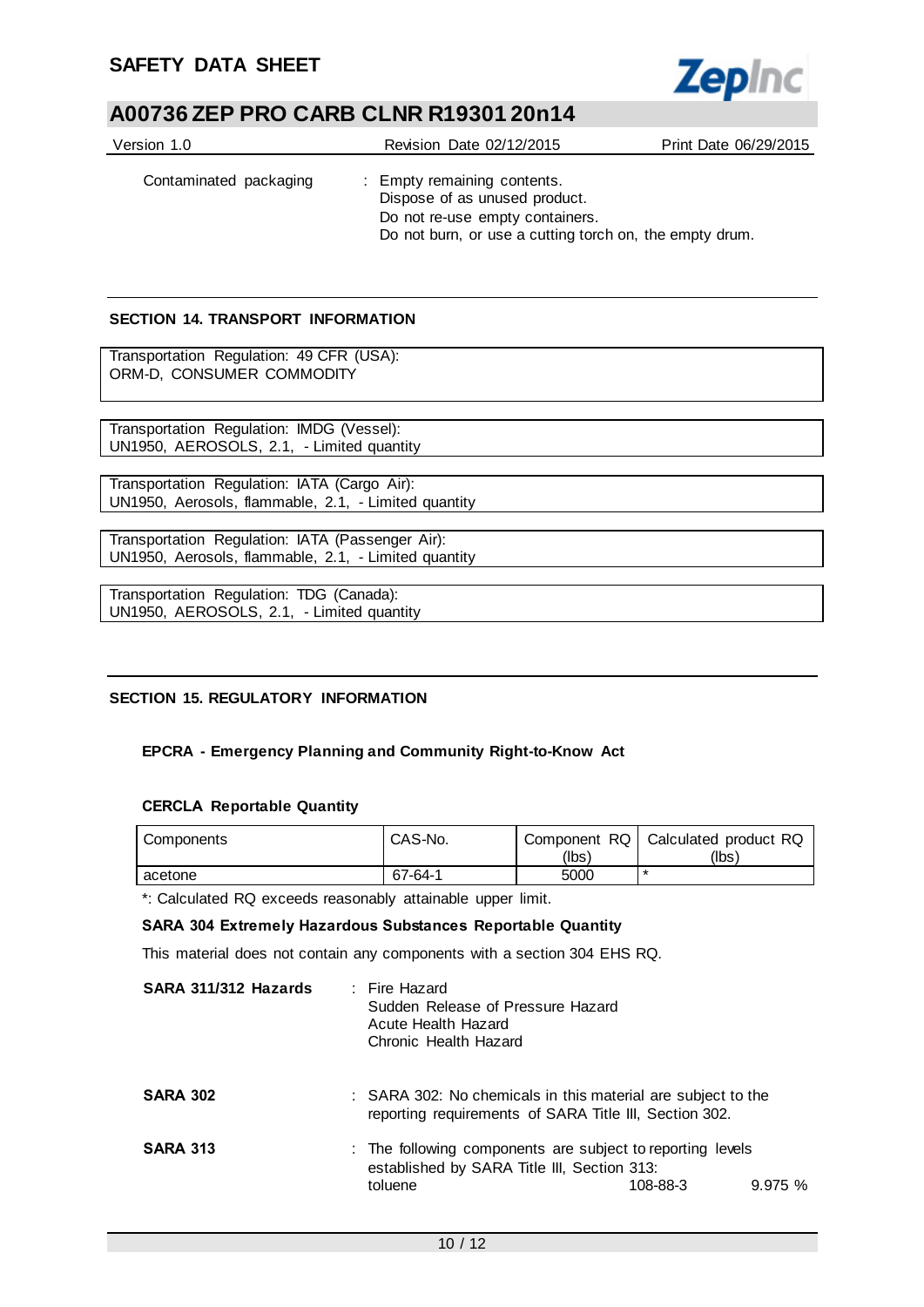| Contaminated packaging | : Empty remaining contents.<br>Dispose of as unused product.<br>Do not re-use empty containers.<br>Do not burn, or use a cutting torch on, the empty drum. |
|---|---|

## SECTION 14. TRANSPORT INFORMATION

Transportation Regulation: 49 CFR (USA):
ORM-D, CONSUMER COMMODITY

Transportation Regulation: IMDG (Vessel):
UN1950, AEROSOLS, 2.1, - Limited quantity

Transportation Regulation: IATA (Cargo Air):
UN1950, Aerosols, flammable, 2.1, - Limited quantity

Transportation Regulation: IATA (Passenger Air):
UN1950, Aerosols, flammable, 2.1, - Limited quantity

Transportation Regulation: TDG (Canada):
UN1950, AEROSOLS, 2.1, - Limited quantity

## SECTION 15. REGULATORY INFORMATION

### EPCRA - Emergency Planning and Community Right-to-Know Act

#### CERCLA Reportable Quantity

| Components | CAS-No. | Component RQ (lbs) | Calculated product RQ (lbs) |
|---|---|---|---|
| acetone | 67-64-1 | 5000 | * |

*: Calculated RQ exceeds reasonably attainable upper limit.

**SARA 304 Extremely Hazardous Substances Reportable Quantity**

This material does not contain any components with a section 304 EHS RQ.

**SARA 311/312 Hazards** : Fire Hazard
Sudden Release of Pressure Hazard
Acute Health Hazard
Chronic Health Hazard

**SARA 302** : SARA 302: No chemicals in this material are subject to the reporting requirements of SARA Title III, Section 302.

**SARA 313** : The following components are subject to reporting levels established by SARA Title III, Section 313:

| | | |
|---|---|---|
| toluene | 108-88-3 | 9.975 % |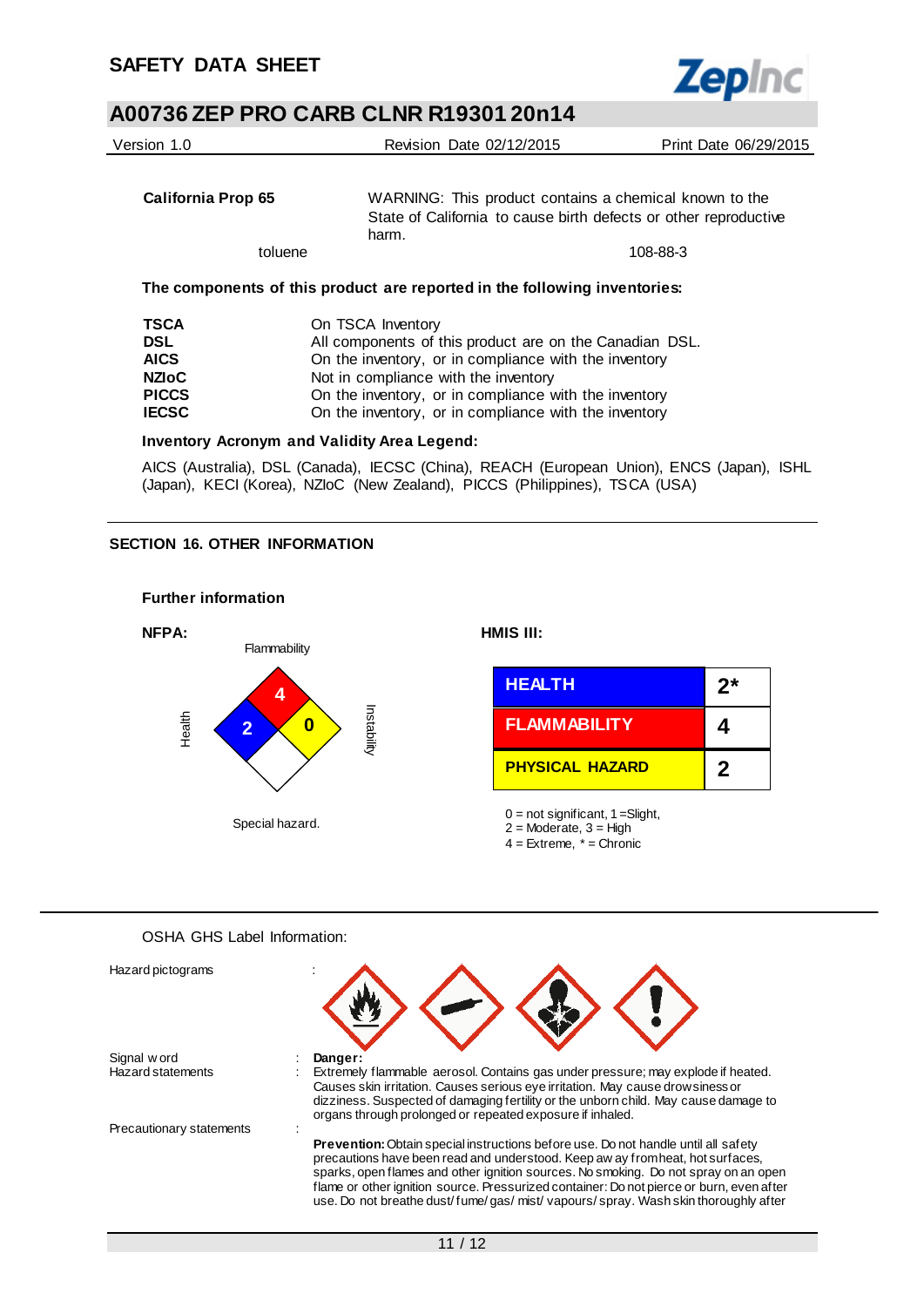**California Prop 65** WARNING: This product contains a chemical known to the State of California to cause birth defects or other reproductive harm.

| toluene | 108-88-3 |
|---|---|

**The components of this product are reported in the following inventories:**

| | |
|---|---|
| **TSCA** | On TSCA Inventory |
| **DSL** | All components of this product are on the Canadian DSL. |
| **AICS** | On the inventory, or in compliance with the inventory |
| **NZIoC** | Not in compliance with the inventory |
| **PICCS** | On the inventory, or in compliance with the inventory |
| **IECSC** | On the inventory, or in compliance with the inventory |

**Inventory Acronym and Validity Area Legend:**

AICS (Australia), DSL (Canada), IECSC (China), REACH (European Union), ENCS (Japan), ISHL (Japan), KECI (Korea), NZIoC (New Zealand), PICCS (Philippines), TSCA (USA)

## SECTION 16. OTHER INFORMATION

**Further information**

**NFPA:**

Flammability: 4
Health: 2
Instability: 0
Special hazard.

**HMIS III:**

| | |
|---|---|
| HEALTH | 2* |
| FLAMMABILITY | 4 |
| PHYSICAL HAZARD | 2 |

0 = not significant, 1 =Slight,
2 = Moderate, 3 = High
4 = Extreme, * = Chronic

OSHA GHS Label Information:

Hazard pictograms :

Signal word : **Danger:**

Hazard statements : Extremely flammable aerosol. Contains gas under pressure; may explode if heated. Causes skin irritation. Causes serious eye irritation. May cause drowsiness or dizziness. Suspected of damaging fertility or the unborn child. May cause damage to organs through prolonged or repeated exposure if inhaled.

Precautionary statements :

**Prevention:** Obtain special instructions before use. Do not handle until all safety precautions have been read and understood. Keep away from heat, hot surfaces, sparks, open flames and other ignition sources. No smoking. Do not spray on an open flame or other ignition source. Pressurized container: Do not pierce or burn, even after use. Do not breathe dust/ fume/ gas/ mist/ vapours/ spray. Wash skin thoroughly after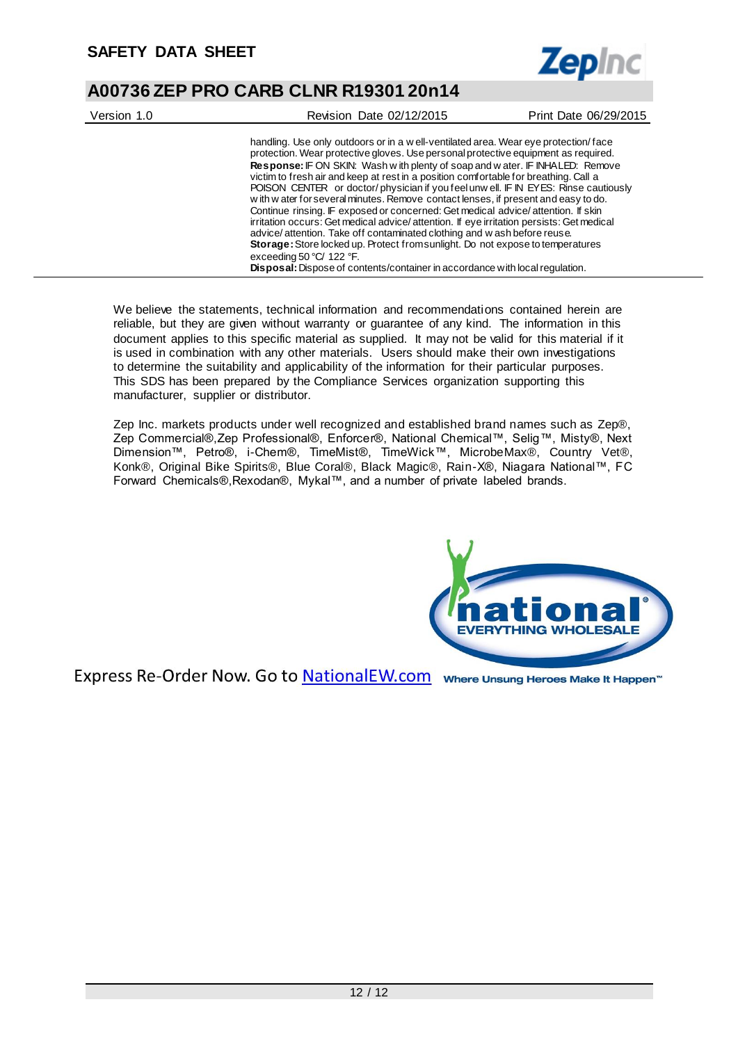handling. Use only outdoors or in a well-ventilated area. Wear eye protection/ face protection. Wear protective gloves. Use personal protective equipment as required.
**Response:** IF ON SKIN: Wash with plenty of soap and water. IF INHALED: Remove victim to fresh air and keep at rest in a position comfortable for breathing. Call a POISON CENTER or doctor/ physician if you feel unwell. IF IN EYES: Rinse cautiously with water for several minutes. Remove contact lenses, if present and easy to do. Continue rinsing. IF exposed or concerned: Get medical advice/ attention. If skin irritation occurs: Get medical advice/ attention. If eye irritation persists: Get medical advice/ attention. Take off contaminated clothing and wash before reuse.
**Storage:** Store locked up. Protect from sunlight. Do not expose to temperatures exceeding 50 °C/ 122 °F.
**Disposal:** Dispose of contents/container in accordance with local regulation.

---

We believe the statements, technical information and recommendations contained herein are reliable, but they are given without warranty or guarantee of any kind. The information in this document applies to this specific material as supplied. It may not be valid for this material if it is used in combination with any other materials. Users should make their own investigations to determine the suitability and applicability of the information for their particular purposes. This SDS has been prepared by the Compliance Services organization supporting this manufacturer, supplier or distributor.

Zep Inc. markets products under well recognized and established brand names such as Zep®, Zep Commercial®,Zep Professional®, Enforcer®, National Chemical™, Selig™, Misty®, Next Dimension™, Petro®, i-Chem®, TimeMist®, TimeWick™, MicrobeMax®, Country Vet®, Konk®, Original Bike Spirits®, Blue Coral®, Black Magic®, Rain-X®, Niagara National™, FC Forward Chemicals®,Rexodan®, Mykal™, and a number of private labeled brands.

Express Re-Order Now. Go to NationalEW.com

national® EVERYTHING WHOLESALE

Where Unsung Heroes Make It Happen™